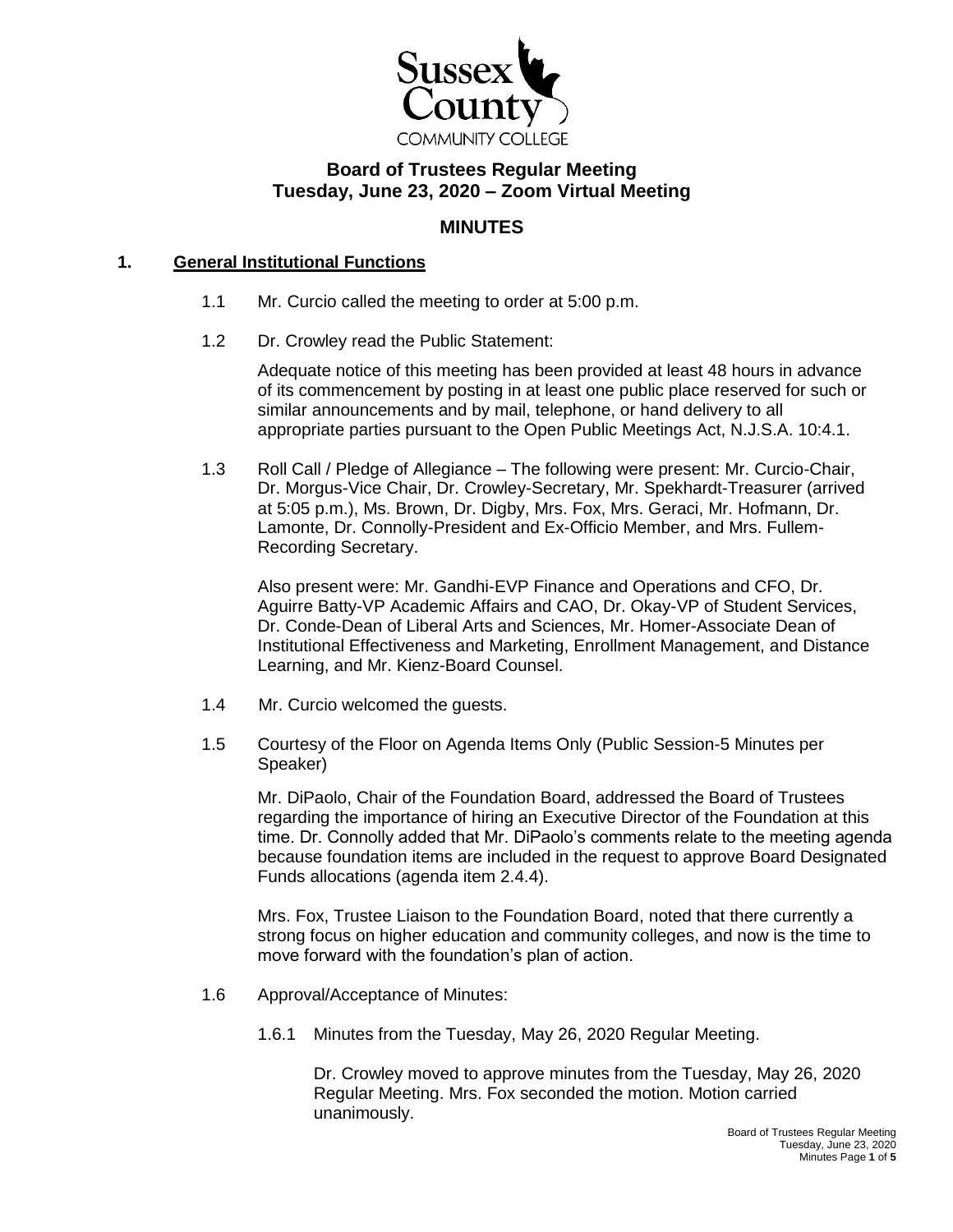Sussex County COMMUNITY COLLEGE

# Board of Trustees Regular Meeting
# Tuesday, June 23, 2020 – Zoom Virtual Meeting

## MINUTES

### 1. General Institutional Functions

1.1 Mr. Curcio called the meeting to order at 5:00 p.m.

1.2 Dr. Crowley read the Public Statement:

Adequate notice of this meeting has been provided at least 48 hours in advance of its commencement by posting in at least one public place reserved for such or similar announcements and by mail, telephone, or hand delivery to all appropriate parties pursuant to the Open Public Meetings Act, N.J.S.A. 10:4.1.

1.3 Roll Call / Pledge of Allegiance – The following were present: Mr. Curcio-Chair, Dr. Morgus-Vice Chair, Dr. Crowley-Secretary, Mr. Spekhardt-Treasurer (arrived at 5:05 p.m.), Ms. Brown, Dr. Digby, Mrs. Fox, Mrs. Geraci, Mr. Hofmann, Dr. Lamonte, Dr. Connolly-President and Ex-Officio Member, and Mrs. Fullem-Recording Secretary.

Also present were: Mr. Gandhi-EVP Finance and Operations and CFO, Dr. Aguirre Batty-VP Academic Affairs and CAO, Dr. Okay-VP of Student Services, Dr. Conde-Dean of Liberal Arts and Sciences, Mr. Homer-Associate Dean of Institutional Effectiveness and Marketing, Enrollment Management, and Distance Learning, and Mr. Kienz-Board Counsel.

1.4 Mr. Curcio welcomed the guests.

1.5 Courtesy of the Floor on Agenda Items Only (Public Session-5 Minutes per Speaker)

Mr. DiPaolo, Chair of the Foundation Board, addressed the Board of Trustees regarding the importance of hiring an Executive Director of the Foundation at this time. Dr. Connolly added that Mr. DiPaolo's comments relate to the meeting agenda because foundation items are included in the request to approve Board Designated Funds allocations (agenda item 2.4.4).

Mrs. Fox, Trustee Liaison to the Foundation Board, noted that there currently a strong focus on higher education and community colleges, and now is the time to move forward with the foundation's plan of action.

1.6 Approval/Acceptance of Minutes:

1.6.1 Minutes from the Tuesday, May 26, 2020 Regular Meeting.

Dr. Crowley moved to approve minutes from the Tuesday, May 26, 2020 Regular Meeting. Mrs. Fox seconded the motion. Motion carried unanimously.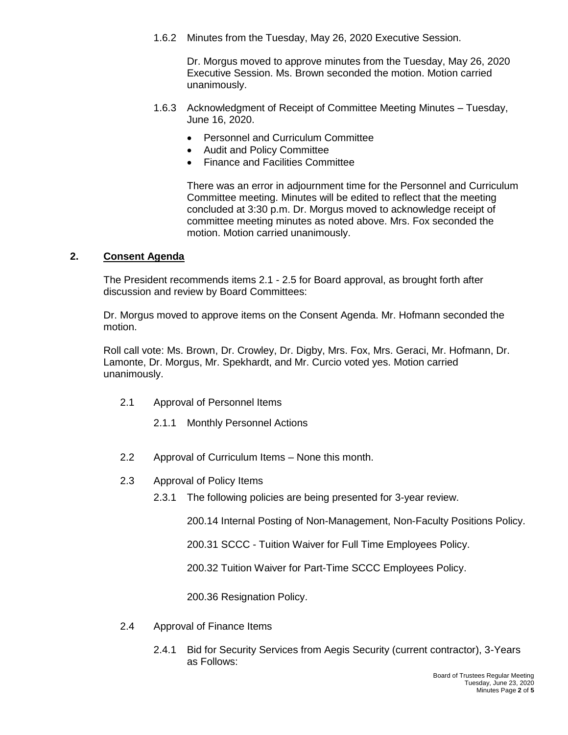1.6.2 Minutes from the Tuesday, May 26, 2020 Executive Session.

Dr. Morgus moved to approve minutes from the Tuesday, May 26, 2020 Executive Session. Ms. Brown seconded the motion. Motion carried unanimously.

1.6.3 Acknowledgment of Receipt of Committee Meeting Minutes – Tuesday, June 16, 2020.

- Personnel and Curriculum Committee
- Audit and Policy Committee
- Finance and Facilities Committee

There was an error in adjournment time for the Personnel and Curriculum Committee meeting. Minutes will be edited to reflect that the meeting concluded at 3:30 p.m. Dr. Morgus moved to acknowledge receipt of committee meeting minutes as noted above. Mrs. Fox seconded the motion. Motion carried unanimously.

## 2. Consent Agenda

The President recommends items 2.1 - 2.5 for Board approval, as brought forth after discussion and review by Board Committees:

Dr. Morgus moved to approve items on the Consent Agenda. Mr. Hofmann seconded the motion.

Roll call vote: Ms. Brown, Dr. Crowley, Dr. Digby, Mrs. Fox, Mrs. Geraci, Mr. Hofmann, Dr. Lamonte, Dr. Morgus, Mr. Spekhardt, and Mr. Curcio voted yes. Motion carried unanimously.

2.1 Approval of Personnel Items

2.1.1 Monthly Personnel Actions

2.2 Approval of Curriculum Items – None this month.

2.3 Approval of Policy Items

2.3.1 The following policies are being presented for 3-year review.

200.14 Internal Posting of Non-Management, Non-Faculty Positions Policy.

200.31 SCCC - Tuition Waiver for Full Time Employees Policy.

200.32 Tuition Waiver for Part-Time SCCC Employees Policy.

200.36 Resignation Policy.

2.4 Approval of Finance Items

2.4.1 Bid for Security Services from Aegis Security (current contractor), 3-Years as Follows: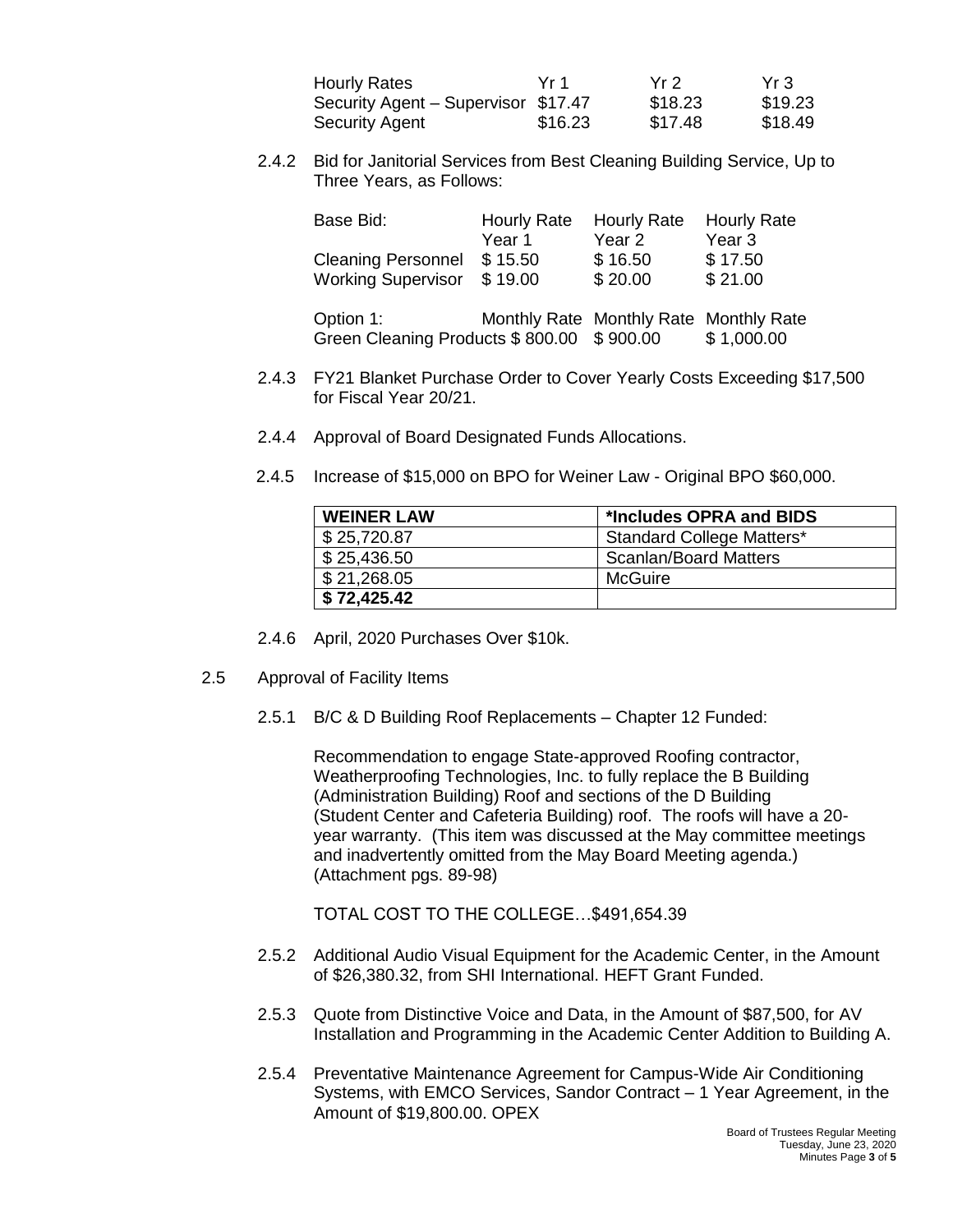| Hourly Rates | Yr 1 | Yr 2 | Yr 3 |
|---|---|---|---|
| Security Agent – Supervisor | $17.47 | $18.23 | $19.23 |
| Security Agent | $16.23 | $17.48 | $18.49 |

2.4.2 Bid for Janitorial Services from Best Cleaning Building Service, Up to Three Years, as Follows:

| Base Bid: | Hourly Rate Year 1 | Hourly Rate Year 2 | Hourly Rate Year 3 |
|---|---|---|---|
| Cleaning Personnel | $ 15.50 | $ 16.50 | $ 17.50 |
| Working Supervisor | $ 19.00 | $ 20.00 | $ 21.00 |

| Option 1: | Monthly Rate | Monthly Rate | Monthly Rate |
|---|---|---|---|
| Green Cleaning Products | $ 800.00 | $ 900.00 | $ 1,000.00 |

2.4.3 FY21 Blanket Purchase Order to Cover Yearly Costs Exceeding $17,500 for Fiscal Year 20/21.

2.4.4 Approval of Board Designated Funds Allocations.

2.4.5 Increase of $15,000 on BPO for Weiner Law - Original BPO $60,000.

| **WEINER LAW** | ***Includes OPRA and BIDS** |
|---|---|
| $ 25,720.87 | Standard College Matters* |
| $ 25,436.50 | Scanlan/Board Matters |
| $ 21,268.05 | McGuire |
| **$ 72,425.42** | |

2.4.6 April, 2020 Purchases Over $10k.

2.5 Approval of Facility Items

2.5.1 B/C & D Building Roof Replacements – Chapter 12 Funded:

Recommendation to engage State-approved Roofing contractor, Weatherproofing Technologies, Inc. to fully replace the B Building (Administration Building) Roof and sections of the D Building (Student Center and Cafeteria Building) roof. The roofs will have a 20-year warranty. (This item was discussed at the May committee meetings and inadvertently omitted from the May Board Meeting agenda.) (Attachment pgs. 89-98)

TOTAL COST TO THE COLLEGE…$491,654.39

2.5.2 Additional Audio Visual Equipment for the Academic Center, in the Amount of $26,380.32, from SHI International. HEFT Grant Funded.

2.5.3 Quote from Distinctive Voice and Data, in the Amount of $87,500, for AV Installation and Programming in the Academic Center Addition to Building A.

2.5.4 Preventative Maintenance Agreement for Campus-Wide Air Conditioning Systems, with EMCO Services, Sandor Contract – 1 Year Agreement, in the Amount of $19,800.00. OPEX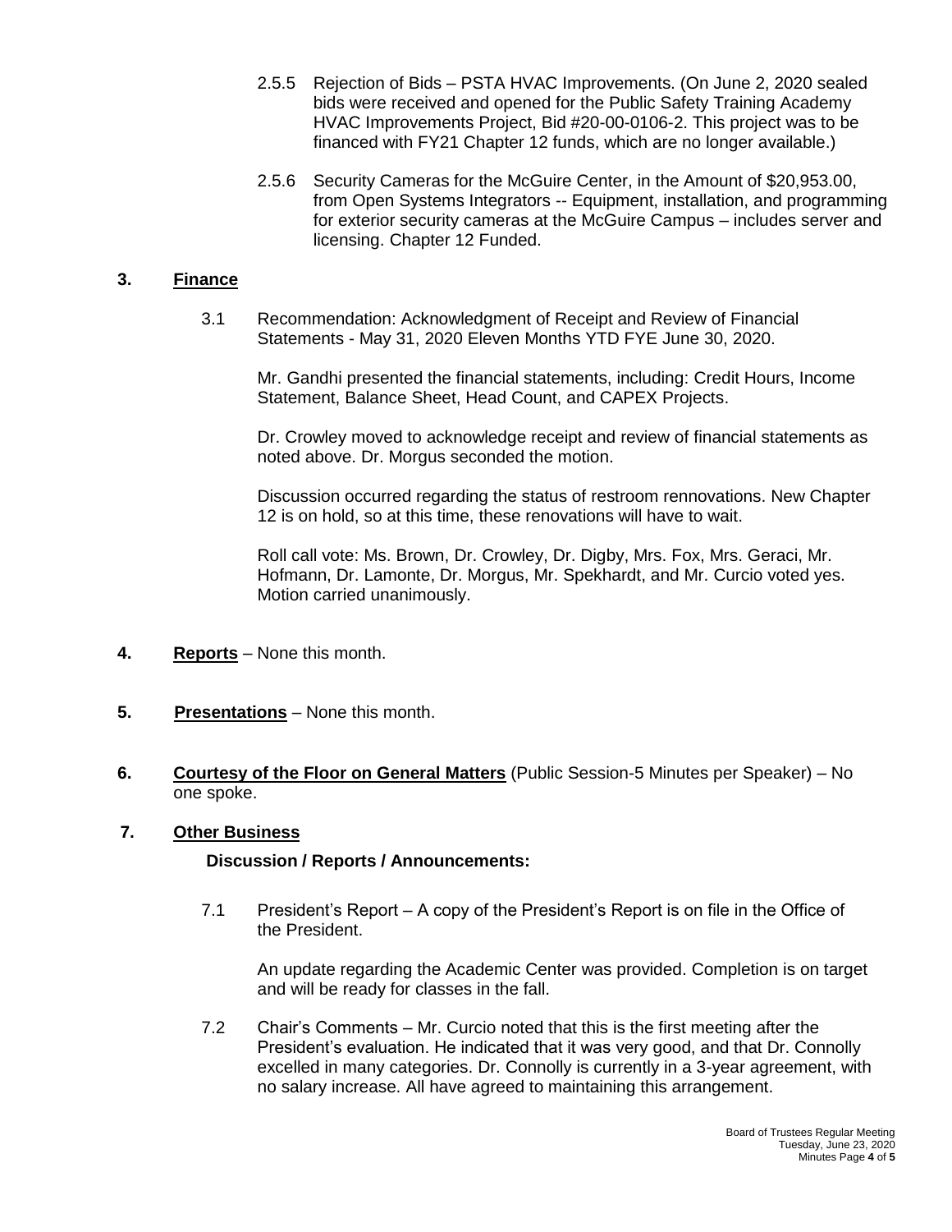2.5.5 Rejection of Bids – PSTA HVAC Improvements. (On June 2, 2020 sealed bids were received and opened for the Public Safety Training Academy HVAC Improvements Project, Bid #20-00-0106-2. This project was to be financed with FY21 Chapter 12 funds, which are no longer available.)

2.5.6 Security Cameras for the McGuire Center, in the Amount of $20,953.00, from Open Systems Integrators -- Equipment, installation, and programming for exterior security cameras at the McGuire Campus – includes server and licensing. Chapter 12 Funded.

## 3. **Finance**

3.1 Recommendation: Acknowledgment of Receipt and Review of Financial Statements - May 31, 2020 Eleven Months YTD FYE June 30, 2020.

Mr. Gandhi presented the financial statements, including: Credit Hours, Income Statement, Balance Sheet, Head Count, and CAPEX Projects.

Dr. Crowley moved to acknowledge receipt and review of financial statements as noted above. Dr. Morgus seconded the motion.

Discussion occurred regarding the status of restroom rennovations. New Chapter 12 is on hold, so at this time, these renovations will have to wait.

Roll call vote: Ms. Brown, Dr. Crowley, Dr. Digby, Mrs. Fox, Mrs. Geraci, Mr. Hofmann, Dr. Lamonte, Dr. Morgus, Mr. Spekhardt, and Mr. Curcio voted yes. Motion carried unanimously.

## 4. **Reports** – None this month.

## 5. **Presentations** – None this month.

## 6. **Courtesy of the Floor on General Matters** (Public Session-5 Minutes per Speaker) – No one spoke.

## 7. **Other Business**

**Discussion / Reports / Announcements:**

7.1 President's Report – A copy of the President's Report is on file in the Office of the President.

An update regarding the Academic Center was provided. Completion is on target and will be ready for classes in the fall.

7.2 Chair's Comments – Mr. Curcio noted that this is the first meeting after the President's evaluation. He indicated that it was very good, and that Dr. Connolly excelled in many categories. Dr. Connolly is currently in a 3-year agreement, with no salary increase. All have agreed to maintaining this arrangement.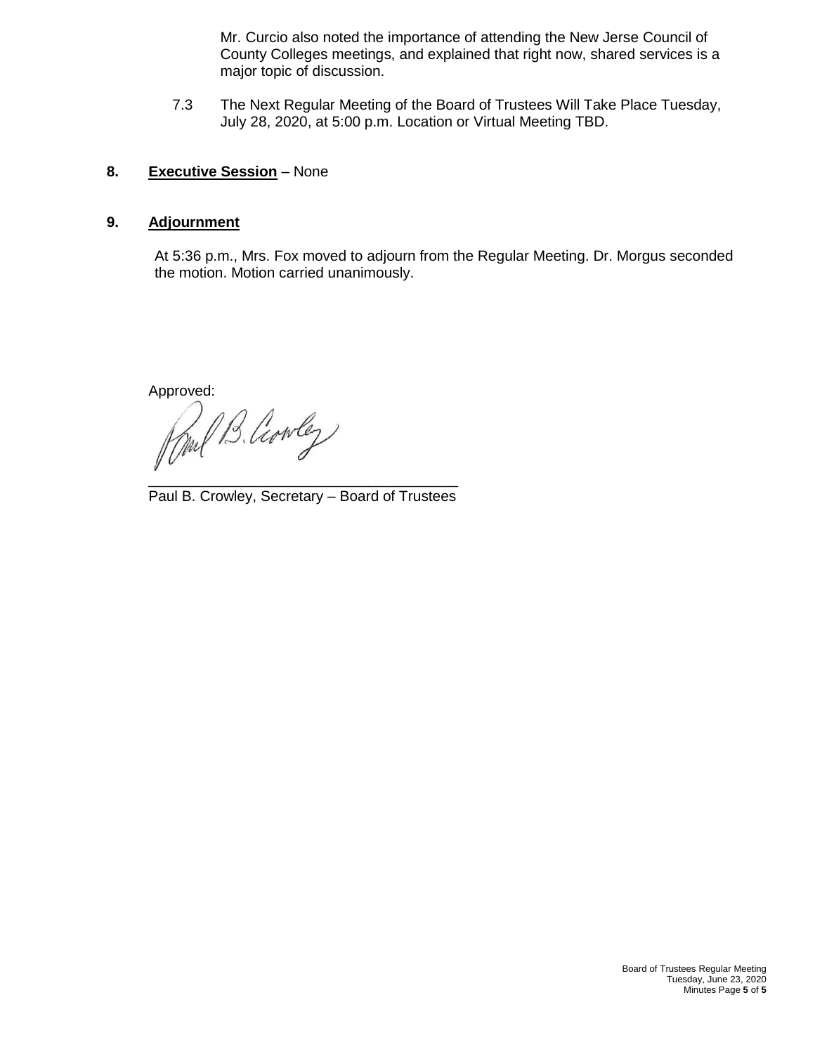Mr. Curcio also noted the importance of attending the New Jerse Council of County Colleges meetings, and explained that right now, shared services is a major topic of discussion.

7.3 The Next Regular Meeting of the Board of Trustees Will Take Place Tuesday, July 28, 2020, at 5:00 p.m. Location or Virtual Meeting TBD.

## 8. **Executive Session** – None

## 9. **Adjournment**

At 5:36 p.m., Mrs. Fox moved to adjourn from the Regular Meeting. Dr. Morgus seconded the motion. Motion carried unanimously.

Approved:

Paul B. Crowley

\_\_\_\_\_\_\_\_\_\_\_\_\_\_\_\_\_\_\_\_\_\_\_\_\_\_\_\_\_\_\_\_\_\_\_\_\_\_

Paul B. Crowley, Secretary – Board of Trustees